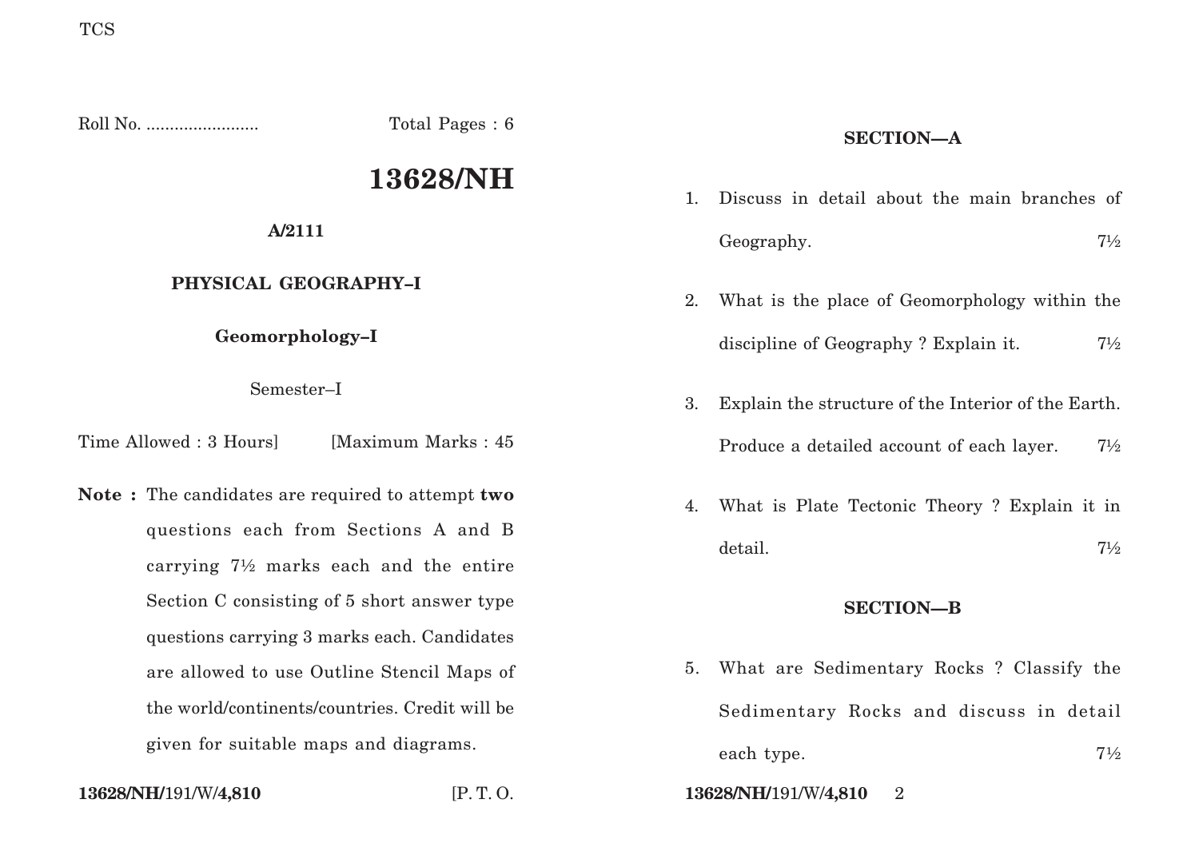TCS

Roll No. ........................ Total Pages : 6

# 13628/NH

**A/2111**

## PHYSICAL GEOGRAPHY–I

### Geomorphology–I

Semester–I

Time Allowed : 3 Hours] [Maximum Marks : 45

**Note :** The candidates are required to attempt **two** questions each from Sections A and B carrying 7½ marks each and the entire Section C consisting of 5 short answer type questions carrying 3 marks each. Candidates are allowed to use Outline Stencil Maps of the world/continents/countries. Credit will be given for suitable maps and diagrams.

[P. T. O.

## SECTION—A

1. Discuss in detail about the main branches of Geography. 7½

2. What is the place of Geomorphology within the discipline of Geography ? Explain it. 7½

3. Explain the structure of the Interior of the Earth. Produce a detailed account of each layer. 7½

4. What is Plate Tectonic Theory ? Explain it in detail. 7½

## SECTION—B

5. What are Sedimentary Rocks ? Classify the Sedimentary Rocks and discuss in detail each type. 7½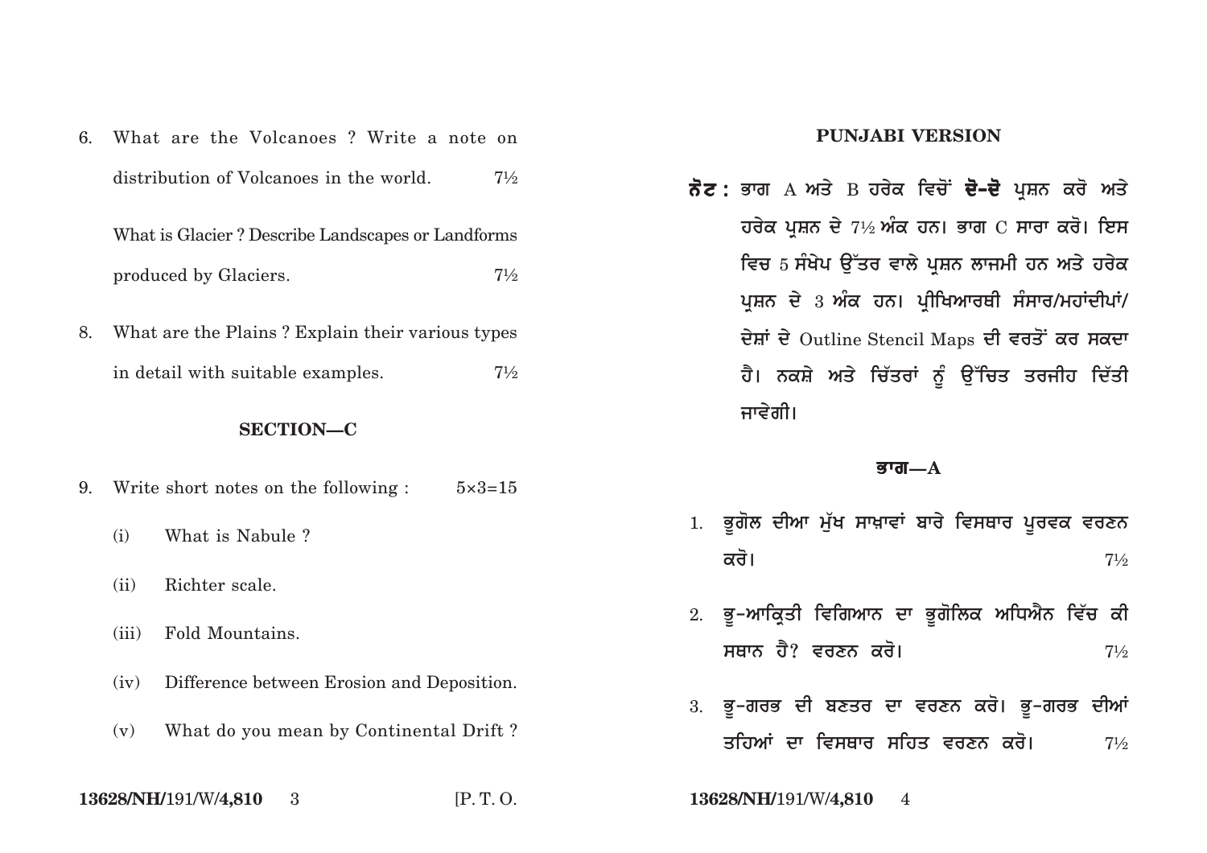6. What are the Volcanoes ? Write a note on distribution of Volcanoes in the world. 7½

What is Glacier ? Describe Landscapes or Landforms produced by Glaciers. 7½

8. What are the Plains ? Explain their various types in detail with suitable examples. 7½

## SECTION—C

9. Write short notes on the following : 5×3=15
   - (i) What is Nabule ?
   - (ii) Richter scale.
   - (iii) Fold Mountains.
   - (iv) Difference between Erosion and Deposition.
   - (v) What do you mean by Continental Drift ?

## PUNJABI VERSION

**ਨੋਟ :** ਭਾਗ A ਅਤੇ B ਹਰੇਕ ਵਿਚੋਂ **ਦੋ-ਦੋ** ਪ੍ਰਸ਼ਨ ਕਰੋ ਅਤੇ ਹਰੇਕ ਪ੍ਰਸ਼ਨ ਦੇ 7½ ਅੰਕ ਹਨ। ਭਾਗ C ਸਾਰਾ ਕਰੋ। ਇਸ ਵਿਚ 5 ਸੰਖੇਪ ਉੱਤਰ ਵਾਲੇ ਪ੍ਰਸ਼ਨ ਲਾਜਮੀ ਹਨ ਅਤੇ ਹਰੇਕ ਪ੍ਰਸ਼ਨ ਦੇ 3 ਅੰਕ ਹਨ। ਪ੍ਰੀਖਿਆਰਥੀ ਸੰਸਾਰ/ਮਹਾਂਦੀਪਾਂ/ ਦੇਸ਼ਾਂ ਦੇ Outline Stencil Maps ਦੀ ਵਰਤੋਂ ਕਰ ਸਕਦਾ ਹੈ। ਨਕਸ਼ੇ ਅਤੇ ਚਿੱਤਰਾਂ ਨੂੰ ਉੱਚਿਤ ਤਰਜੀਹ ਦਿੱਤੀ ਜਾਵੇਗੀ।

## ਭਾਗ—A

1. ਭੂਗੋਲ ਦੀਆ ਮੁੱਖ ਸਾਖ਼ਾਵਾਂ ਬਾਰੇ ਵਿਸਥਾਰ ਪੂਰਵਕ ਵਰਣਨ ਕਰੋ। 7½

2. ਭੂ-ਆਕ੍ਰਿਤੀ ਵਿਗਿਆਨ ਦਾ ਭੂਗੋਲਿਕ ਅਧਿਐਨ ਵਿੱਚ ਕੀ ਸਥਾਨ ਹੈ? ਵਰਣਨ ਕਰੋ। 7½

3. ਭੂ-ਗਰਭ ਦੀ ਬਣਤਰ ਦਾ ਵਰਣਨ ਕਰੋ। ਭੂ-ਗਰਭ ਦੀਆਂ ਤਹਿਆਂ ਦਾ ਵਿਸਥਾਰ ਸਹਿਤ ਵਰਣਨ ਕਰੋ। 7½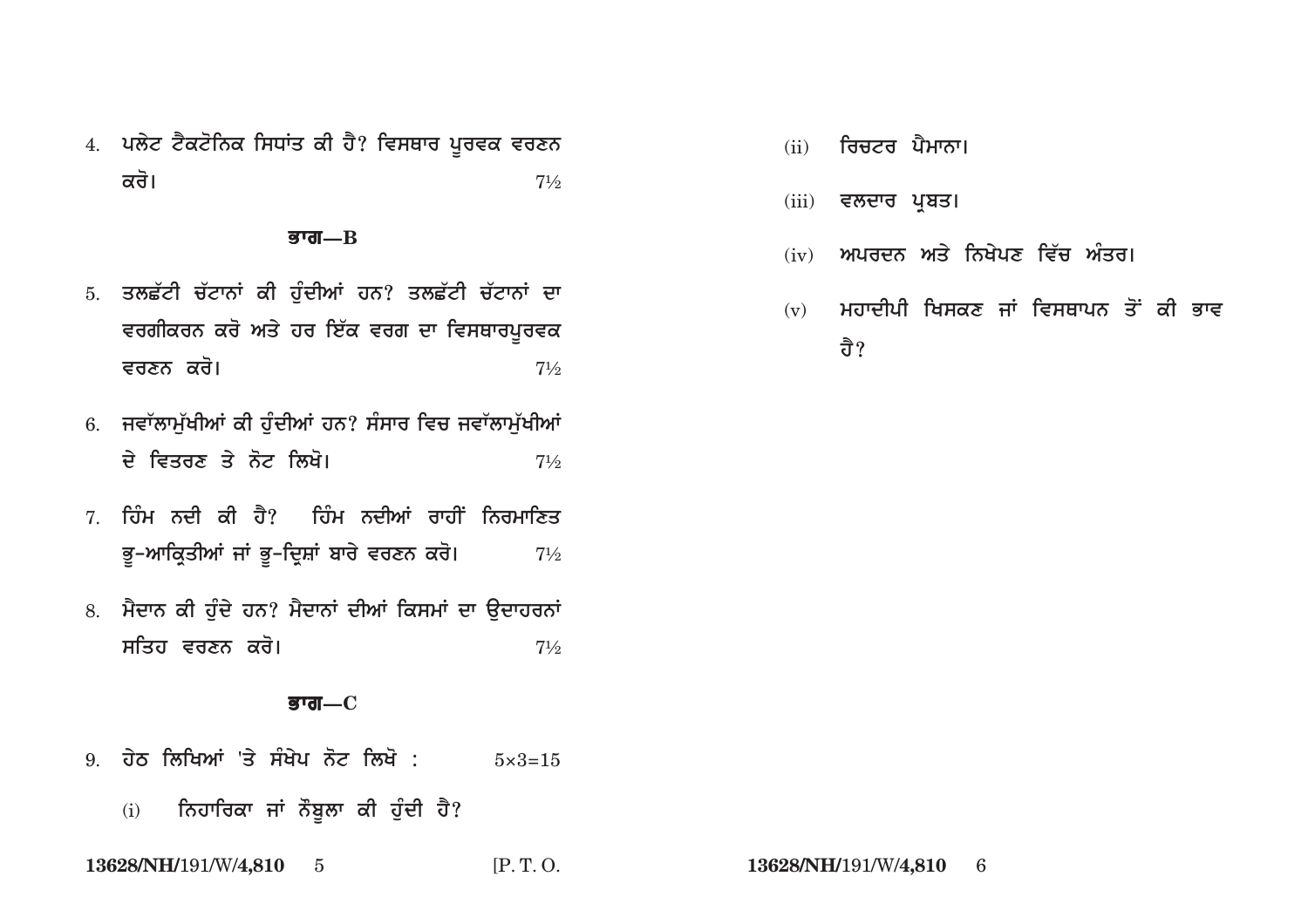4. ਪਲੇਟ ਟੈਕਟੋਨਿਕ ਸਿਧਾਂਤ ਕੀ ਹੈ? ਵਿਸਥਾਰ ਪੂਰਵਕ ਵਰਣਨ ਕਰੋ। 7½

## ਭਾਗ—B

5. ਤਲਛੱਟੀ ਚੱਟਾਨਾਂ ਕੀ ਹੁੰਦੀਆਂ ਹਨ? ਤਲਛੱਟੀ ਚੱਟਾਨਾਂ ਦਾ ਵਰਗੀਕਰਨ ਕਰੋ ਅਤੇ ਹਰ ਇੱਕ ਵਰਗ ਦਾ ਵਿਸਥਾਰਪੂਰਵਕ ਵਰਣਨ ਕਰੋ। 7½

6. ਜਵਾੱਲਾਮੁੱਖੀਆਂ ਕੀ ਹੁੰਦੀਆਂ ਹਨ? ਸੰਸਾਰ ਵਿਚ ਜਵਾੱਲਾਮੁੱਖੀਆਂ ਦੇ ਵਿਤਰਣ ਤੇ ਨੋਟ ਲਿਖੋ। 7½

7. ਹਿੰਮ ਨਦੀ ਕੀ ਹੈ? ਹਿੰਮ ਨਦੀਆਂ ਰਾਹੀਂ ਨਿਰਮਾਣਿਤ ਭੂ-ਆਕ੍ਰਿਤੀਆਂ ਜਾਂ ਭੂ-ਦ੍ਰਿਸ਼ਾਂ ਬਾਰੇ ਵਰਣਨ ਕਰੋ। 7½

8. ਮੈਦਾਨ ਕੀ ਹੁੰਦੇ ਹਨ? ਮੈਦਾਨਾਂ ਦੀਆਂ ਕਿਸਮਾਂ ਦਾ ਉਦਾਹਰਨਾਂ ਸਹਿਤ ਵਰਣਨ ਕਰੋ। 7½

## ਭਾਗ—C

9. ਹੇਠ ਲਿਖਿਆਂ 'ਤੇ ਸੰਖੇਪ ਨੋਟ ਲਿਖੋ : 5×3=15

   (i) ਨਿਹਾਰਿਕਾ ਜਾਂ ਨੌਬੂਲਾ ਕੀ ਹੁੰਦੀ ਹੈ?

   (ii) ਰਿਚਟਰ ਪੈਮਾਨਾ।

   (iii) ਵਲਦਾਰ ਪ੍ਰਬਤ।

   (iv) ਅਪਰਦਨ ਅਤੇ ਨਿਖੇਪਣ ਵਿੱਚ ਅੰਤਰ।

   (v) ਮਹਾਦੀਪੀ ਖਿਸਕਣ ਜਾਂ ਵਿਸਥਾਪਨ ਤੋਂ ਕੀ ਭਾਵ ਹੈ?